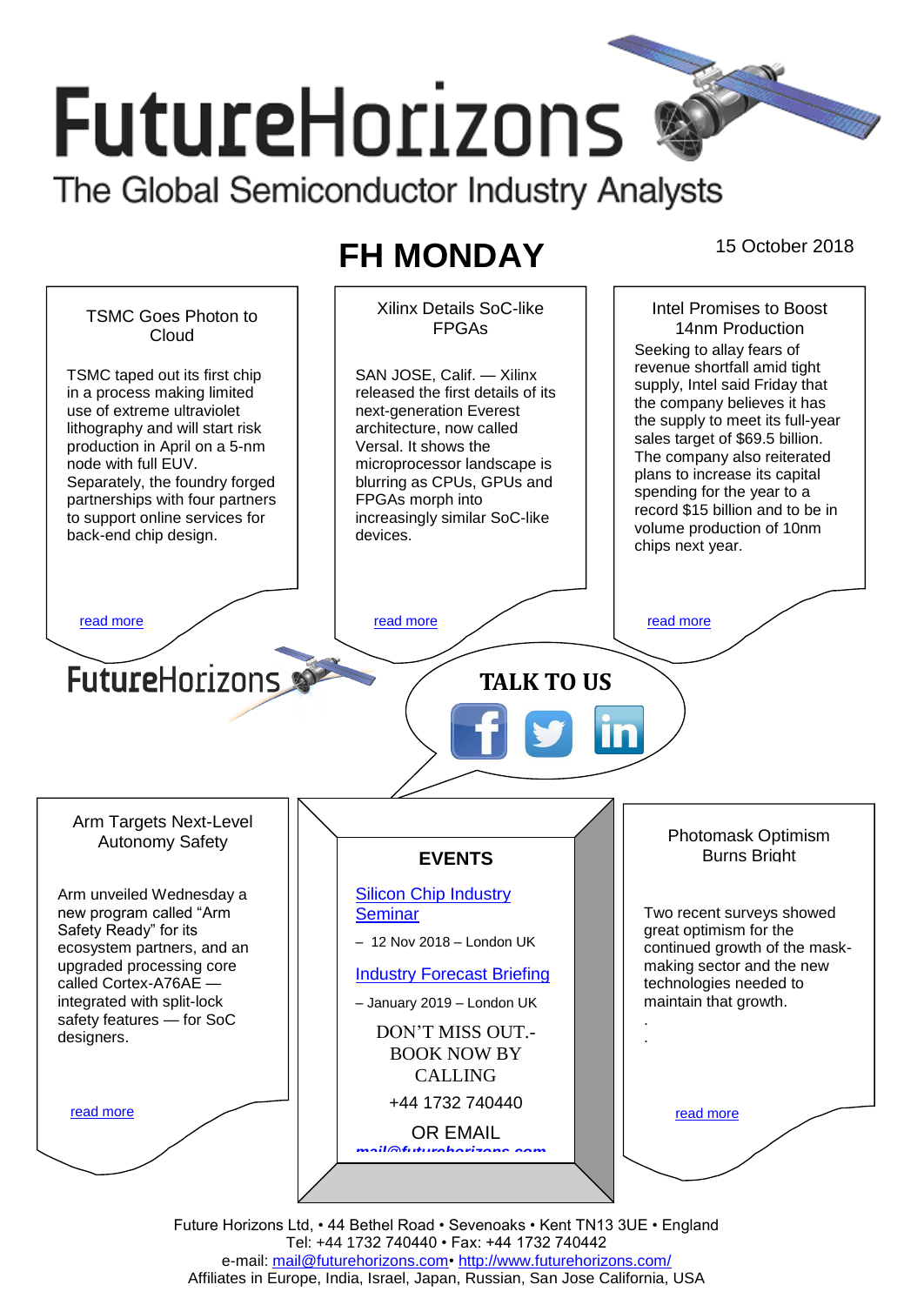# FutureHorizons

The Global Semiconductor Industry Analysts

## FH MONDAY

15 October 2018

### TSMC Goes Photon to Cloud

TSMC taped out its first chip in a process making limited use of extreme ultraviolet lithography and will start risk production in April on a 5-nm node with full EUV. Separately, the foundry forged partnerships with four partners to support online services for back-end chip design.

read more

### Xilinx Details SoC-like FPGAs

SAN JOSE, Calif. — Xilinx released the first details of its next-generation Everest architecture, now called Versal. It shows the microprocessor landscape is blurring as CPUs, GPUs and FPGAs morph into increasingly similar SoC-like devices.

read more

### Intel Promises to Boost 14nm Production

Seeking to allay fears of revenue shortfall amid tight supply, Intel said Friday that the company believes it has the supply to meet its full-year sales target of $69.5 billion. The company also reiterated plans to increase its capital spending for the year to a record $15 billion and to be in volume production of 10nm chips next year.

read more

FutureHorizons

**TALK TO US**

### Arm Targets Next-Level Autonomy Safety

Arm unveiled Wednesday a new program called “Arm Safety Ready” for its ecosystem partners, and an upgraded processing core called Cortex-A76AE — integrated with split-lock safety features — for SoC designers.

read more

### EVENTS

Silicon Chip Industry Seminar

– 12 Nov 2018 – London UK

Industry Forecast Briefing

– January 2019 – London UK

DON’T MISS OUT.- BOOK NOW BY CALLING

+44 1732 740440

OR EMAIL

mail@futurehorizons.com

### Photomask Optimism Burns Bright

Two recent surveys showed great optimism for the continued growth of the mask-making sector and the new technologies needed to maintain that growth.

.

.

read more

Future Horizons Ltd, • 44 Bethel Road • Sevenoaks • Kent TN13 3UE • England
Tel: +44 1732 740440 • Fax: +44 1732 740442
e-mail: mail@futurehorizons.com• http://www.futurehorizons.com/
Affiliates in Europe, India, Israel, Japan, Russian, San Jose California, USA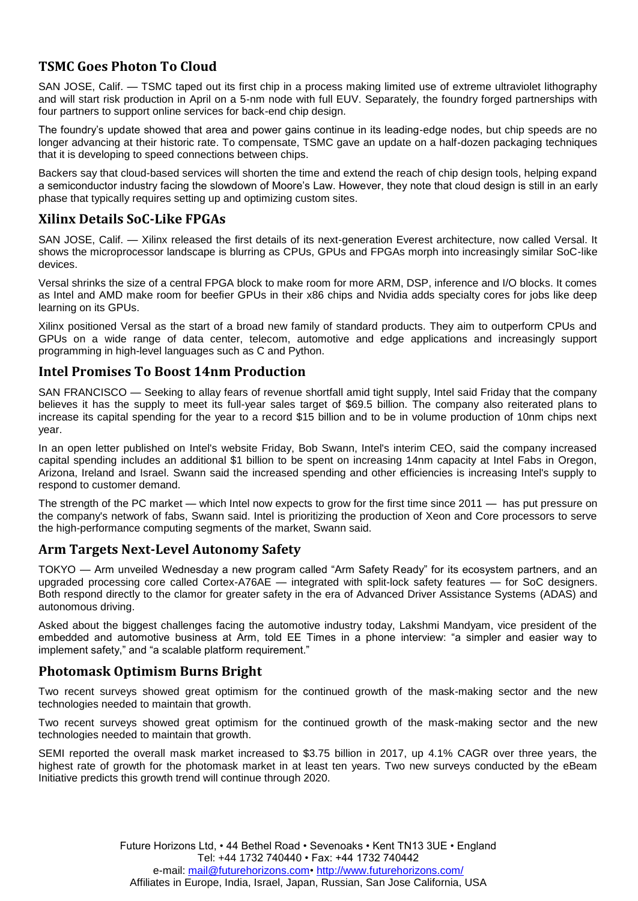## TSMC Goes Photon To Cloud

SAN JOSE, Calif. — TSMC taped out its first chip in a process making limited use of extreme ultraviolet lithography and will start risk production in April on a 5-nm node with full EUV. Separately, the foundry forged partnerships with four partners to support online services for back-end chip design.

The foundry's update showed that area and power gains continue in its leading-edge nodes, but chip speeds are no longer advancing at their historic rate. To compensate, TSMC gave an update on a half-dozen packaging techniques that it is developing to speed connections between chips.

Backers say that cloud-based services will shorten the time and extend the reach of chip design tools, helping expand a semiconductor industry facing the slowdown of Moore's Law. However, they note that cloud design is still in an early phase that typically requires setting up and optimizing custom sites.

## Xilinx Details SoC-Like FPGAs

SAN JOSE, Calif. — Xilinx released the first details of its next-generation Everest architecture, now called Versal. It shows the microprocessor landscape is blurring as CPUs, GPUs and FPGAs morph into increasingly similar SoC-like devices.

Versal shrinks the size of a central FPGA block to make room for more ARM, DSP, inference and I/O blocks. It comes as Intel and AMD make room for beefier GPUs in their x86 chips and Nvidia adds specialty cores for jobs like deep learning on its GPUs.

Xilinx positioned Versal as the start of a broad new family of standard products. They aim to outperform CPUs and GPUs on a wide range of data center, telecom, automotive and edge applications and increasingly support programming in high-level languages such as C and Python.

## Intel Promises To Boost 14nm Production

SAN FRANCISCO — Seeking to allay fears of revenue shortfall amid tight supply, Intel said Friday that the company believes it has the supply to meet its full-year sales target of $69.5 billion. The company also reiterated plans to increase its capital spending for the year to a record $15 billion and to be in volume production of 10nm chips next year.

In an open letter published on Intel's website Friday, Bob Swann, Intel's interim CEO, said the company increased capital spending includes an additional $1 billion to be spent on increasing 14nm capacity at Intel Fabs in Oregon, Arizona, Ireland and Israel. Swann said the increased spending and other efficiencies is increasing Intel's supply to respond to customer demand.

The strength of the PC market — which Intel now expects to grow for the first time since 2011 — has put pressure on the company's network of fabs, Swann said. Intel is prioritizing the production of Xeon and Core processors to serve the high-performance computing segments of the market, Swann said.

## Arm Targets Next-Level Autonomy Safety

TOKYO — Arm unveiled Wednesday a new program called "Arm Safety Ready" for its ecosystem partners, and an upgraded processing core called Cortex-A76AE — integrated with split-lock safety features — for SoC designers. Both respond directly to the clamor for greater safety in the era of Advanced Driver Assistance Systems (ADAS) and autonomous driving.

Asked about the biggest challenges facing the automotive industry today, Lakshmi Mandyam, vice president of the embedded and automotive business at Arm, told EE Times in a phone interview: "a simpler and easier way to implement safety," and "a scalable platform requirement."

## Photomask Optimism Burns Bright

Two recent surveys showed great optimism for the continued growth of the mask-making sector and the new technologies needed to maintain that growth.

Two recent surveys showed great optimism for the continued growth of the mask-making sector and the new technologies needed to maintain that growth.

SEMI reported the overall mask market increased to $3.75 billion in 2017, up 4.1% CAGR over three years, the highest rate of growth for the photomask market in at least ten years. Two new surveys conducted by the eBeam Initiative predicts this growth trend will continue through 2020.

Future Horizons Ltd, • 44 Bethel Road • Sevenoaks • Kent TN13 3UE • England
Tel: +44 1732 740440 • Fax: +44 1732 740442
e-mail: mail@futurehorizons.com• http://www.futurehorizons.com/
Affiliates in Europe, India, Israel, Japan, Russian, San Jose California, USA